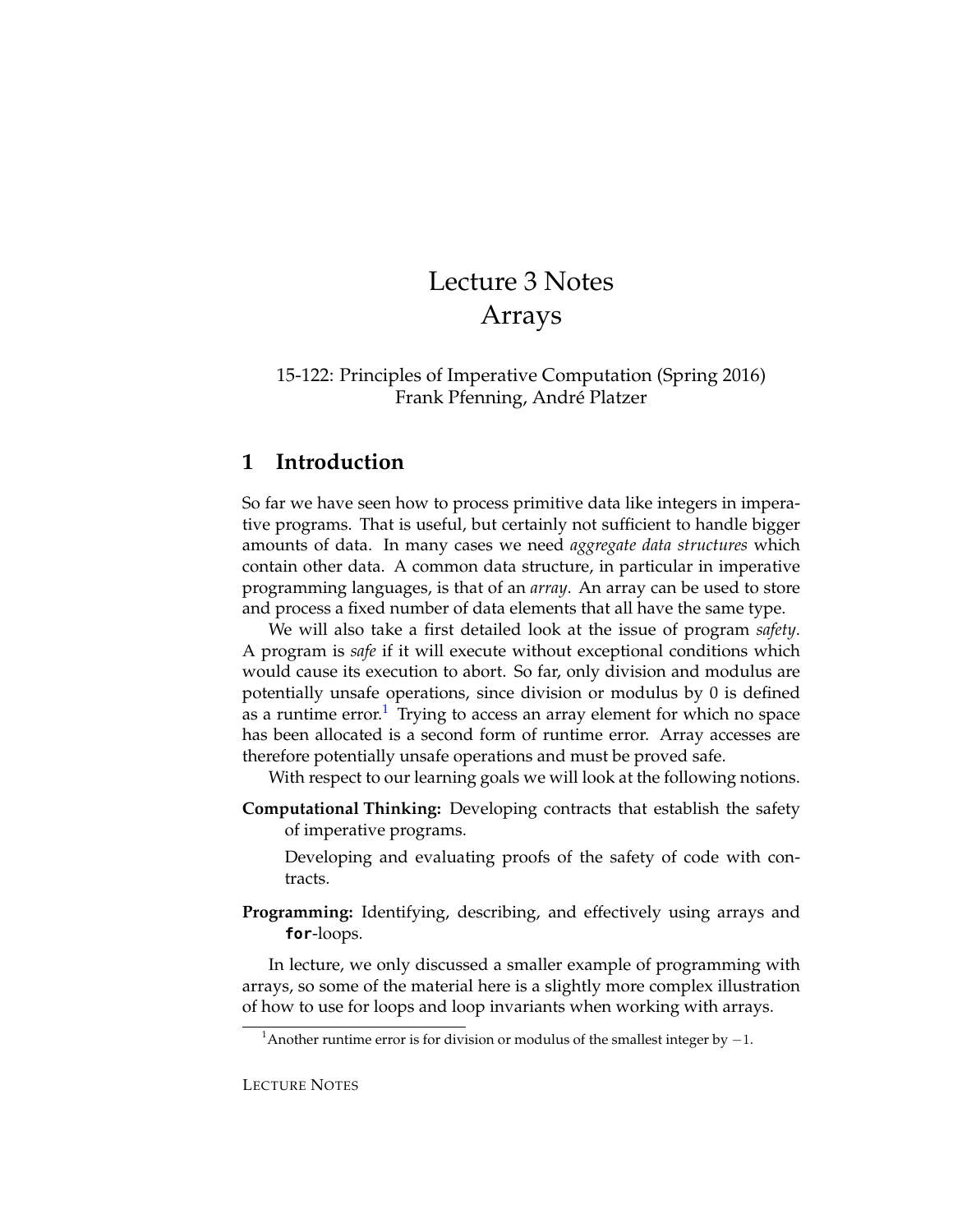# Lecture 3 Notes
# Arrays

15-122: Principles of Imperative Computation (Spring 2016)
Frank Pfenning, André Platzer

## 1 Introduction

So far we have seen how to process primitive data like integers in imperative programs. That is useful, but certainly not sufficient to handle bigger amounts of data. In many cases we need *aggregate data structures* which contain other data. A common data structure, in particular in imperative programming languages, is that of an *array*. An array can be used to store and process a fixed number of data elements that all have the same type.

We will also take a first detailed look at the issue of program *safety*. A program is *safe* if it will execute without exceptional conditions which would cause its execution to abort. So far, only division and modulus are potentially unsafe operations, since division or modulus by 0 is defined as a runtime error.[1] Trying to access an array element for which no space has been allocated is a second form of runtime error. Array accesses are therefore potentially unsafe operations and must be proved safe.

With respect to our learning goals we will look at the following notions.

**Computational Thinking:** Developing contracts that establish the safety of imperative programs.

Developing and evaluating proofs of the safety of code with contracts.

**Programming:** Identifying, describing, and effectively using arrays and **for**-loops.

In lecture, we only discussed a smaller example of programming with arrays, so some of the material here is a slightly more complex illustration of how to use for loops and loop invariants when working with arrays.

[1] Another runtime error is for division or modulus of the smallest integer by $-1$.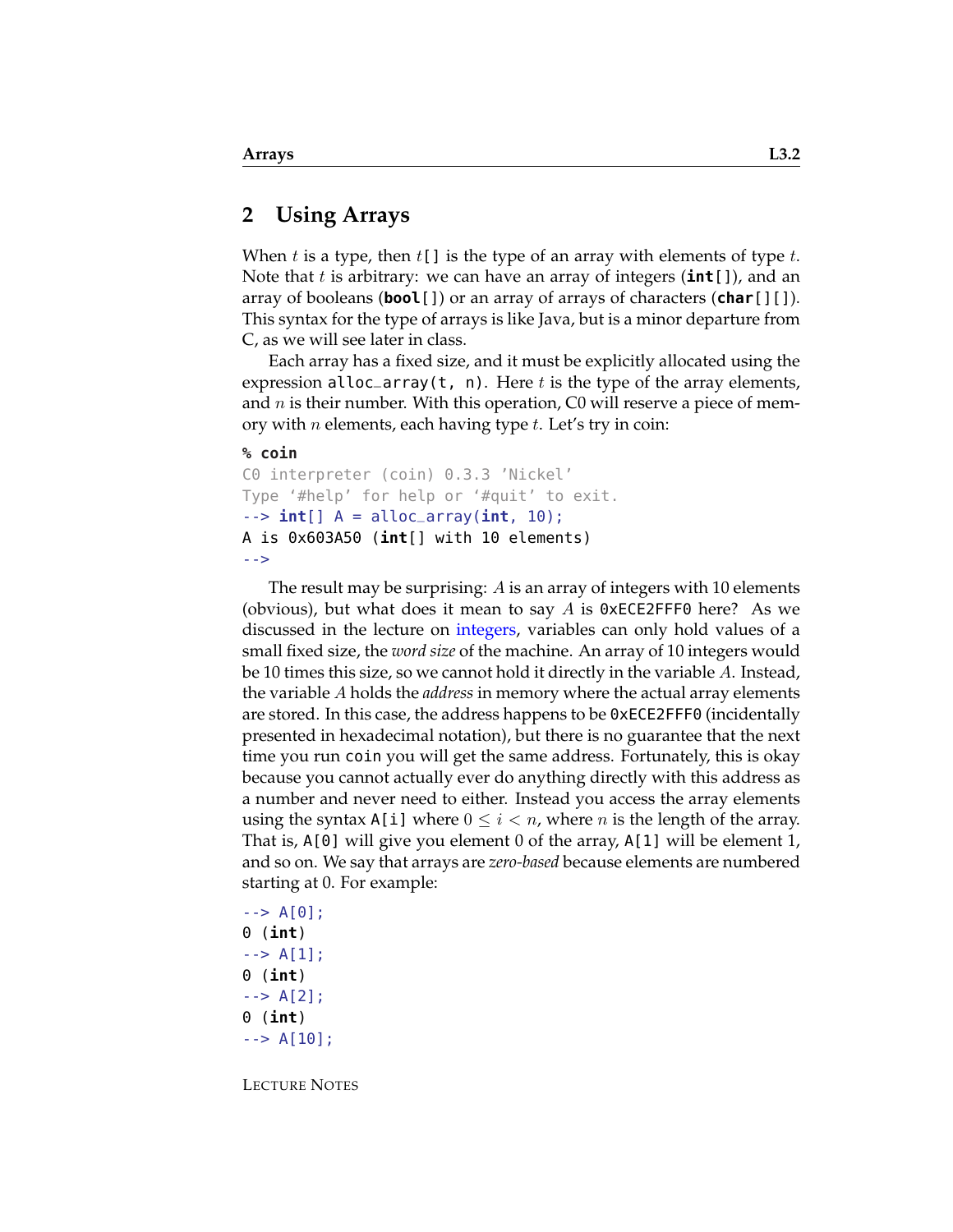## 2 Using Arrays

When $t$ is a type, then $t$`[]` is the type of an array with elements of type $t$. Note that $t$ is arbitrary: we can have an array of integers (**int**`[]`), and an array of booleans (**bool**`[]`) or an array of arrays of characters (**char**`[][]`). This syntax for the type of arrays is like Java, but is a minor departure from C, as we will see later in class.

Each array has a fixed size, and it must be explicitly allocated using the expression `alloc_array(t, n)`. Here $t$ is the type of the array elements, and $n$ is their number. With this operation, C0 will reserve a piece of memory with $n$ elements, each having type $t$. Let's try in coin:

```
% coin
C0 interpreter (coin) 0.3.3 'Nickel'
Type '#help' for help or '#quit' to exit.
--> int[] A = alloc_array(int, 10);
A is 0x603A50 (int[] with 10 elements)
-->
```

The result may be surprising: $A$ is an array of integers with 10 elements (obvious), but what does it mean to say $A$ is `0xECE2FFF0` here? As we discussed in the lecture on integers, variables can only hold values of a small fixed size, the *word size* of the machine. An array of 10 integers would be 10 times this size, so we cannot hold it directly in the variable $A$. Instead, the variable $A$ holds the *address* in memory where the actual array elements are stored. In this case, the address happens to be `0xECE2FFF0` (incidentally presented in hexadecimal notation), but there is no guarantee that the next time you run `coin` you will get the same address. Fortunately, this is okay because you cannot actually ever do anything directly with this address as a number and never need to either. Instead you access the array elements using the syntax `A[i]` where $0 \leq i < n$, where $n$ is the length of the array. That is, `A[0]` will give you element 0 of the array, `A[1]` will be element 1, and so on. We say that arrays are *zero-based* because elements are numbered starting at 0. For example:

```
--> A[0];
0 (int)
--> A[1];
0 (int)
--> A[2];
0 (int)
--> A[10];
```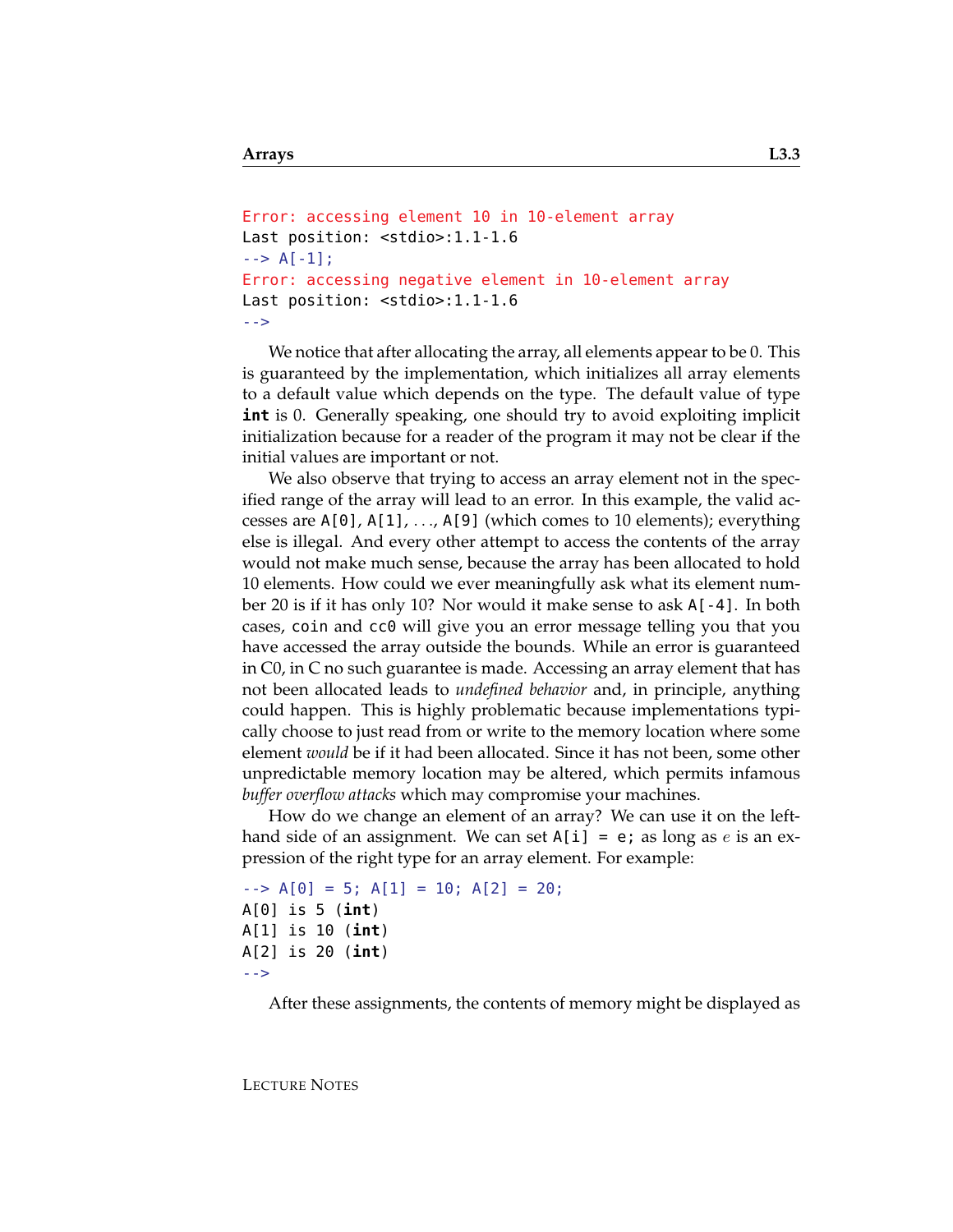```
Error: accessing element 10 in 10-element array
Last position: <stdio>:1.1-1.6
--> A[-1];
Error: accessing negative element in 10-element array
Last position: <stdio>:1.1-1.6
-->
```

We notice that after allocating the array, all elements appear to be 0. This is guaranteed by the implementation, which initializes all array elements to a default value which depends on the type. The default value of type **int** is 0. Generally speaking, one should try to avoid exploiting implicit initialization because for a reader of the program it may not be clear if the initial values are important or not.

We also observe that trying to access an array element not in the specified range of the array will lead to an error. In this example, the valid accesses are `A[0]`, `A[1]`, . . ., `A[9]` (which comes to 10 elements); everything else is illegal. And every other attempt to access the contents of the array would not make much sense, because the array has been allocated to hold 10 elements. How could we ever meaningfully ask what its element number 20 is if it has only 10? Nor would it make sense to ask `A[-4]`. In both cases, `coin` and `cc0` will give you an error message telling you that you have accessed the array outside the bounds. While an error is guaranteed in C0, in C no such guarantee is made. Accessing an array element that has not been allocated leads to *undefined behavior* and, in principle, anything could happen. This is highly problematic because implementations typically choose to just read from or write to the memory location where some element *would* be if it had been allocated. Since it has not been, some other unpredictable memory location may be altered, which permits infamous *buffer overflow attacks* which may compromise your machines.

How do we change an element of an array? We can use it on the left-hand side of an assignment. We can set `A[i] = e;` as long as $e$ is an expression of the right type for an array element. For example:

```
--> A[0] = 5; A[1] = 10; A[2] = 20;
A[0] is 5 (int)
A[1] is 10 (int)
A[2] is 20 (int)
-->
```

After these assignments, the contents of memory might be displayed as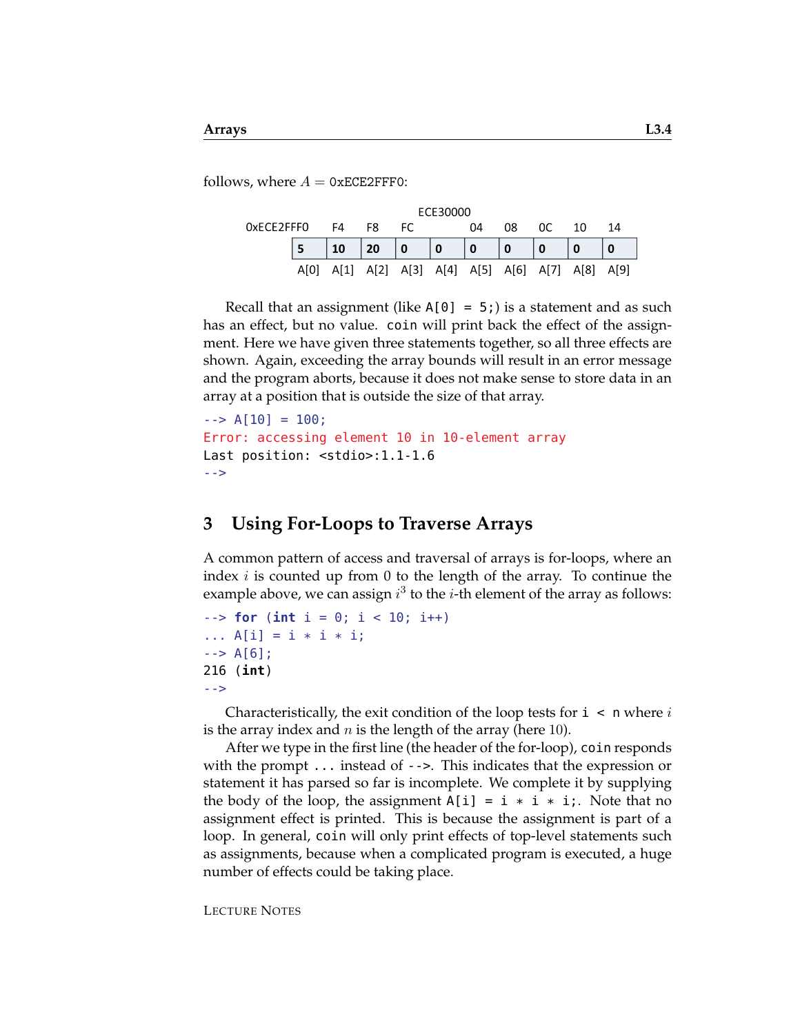follows, where $A$ = 0xECE2FFF0:

| 0xECE2FFF0 | F4 | F8 | FC | ECE30000 | 04 | 08 | 0C | 10 | 14 |
|---|---|---|---|---|---|---|---|---|---|
| 5 | 10 | 20 | 0 | 0 | 0 | 0 | 0 | 0 | 0 |
| A[0] | A[1] | A[2] | A[3] | A[4] | A[5] | A[6] | A[7] | A[8] | A[9] |

Recall that an assignment (like `A[0] = 5;`) is a statement and as such has an effect, but no value. `coin` will print back the effect of the assignment. Here we have given three statements together, so all three effects are shown. Again, exceeding the array bounds will result in an error message and the program aborts, because it does not make sense to store data in an array at a position that is outside the size of that array.

```
--> A[10] = 100;
Error: accessing element 10 in 10-element array
Last position: <stdio>:1.1-1.6
-->
```

## 3 Using For-Loops to Traverse Arrays

A common pattern of access and traversal of arrays is for-loops, where an index $i$ is counted up from 0 to the length of the array. To continue the example above, we can assign $i^3$ to the $i$-th element of the array as follows:

```
--> for (int i = 0; i < 10; i++)
... A[i] = i * i * i;
--> A[6];
216 (int)
-->
```

Characteristically, the exit condition of the loop tests for `i < n` where $i$ is the array index and $n$ is the length of the array (here 10).

After we type in the first line (the header of the for-loop), `coin` responds with the prompt `...` instead of `-->`. This indicates that the expression or statement it has parsed so far is incomplete. We complete it by supplying the body of the loop, the assignment `A[i] = i * i * i;`. Note that no assignment effect is printed. This is because the assignment is part of a loop. In general, `coin` will only print effects of top-level statements such as assignments, because when a complicated program is executed, a huge number of effects could be taking place.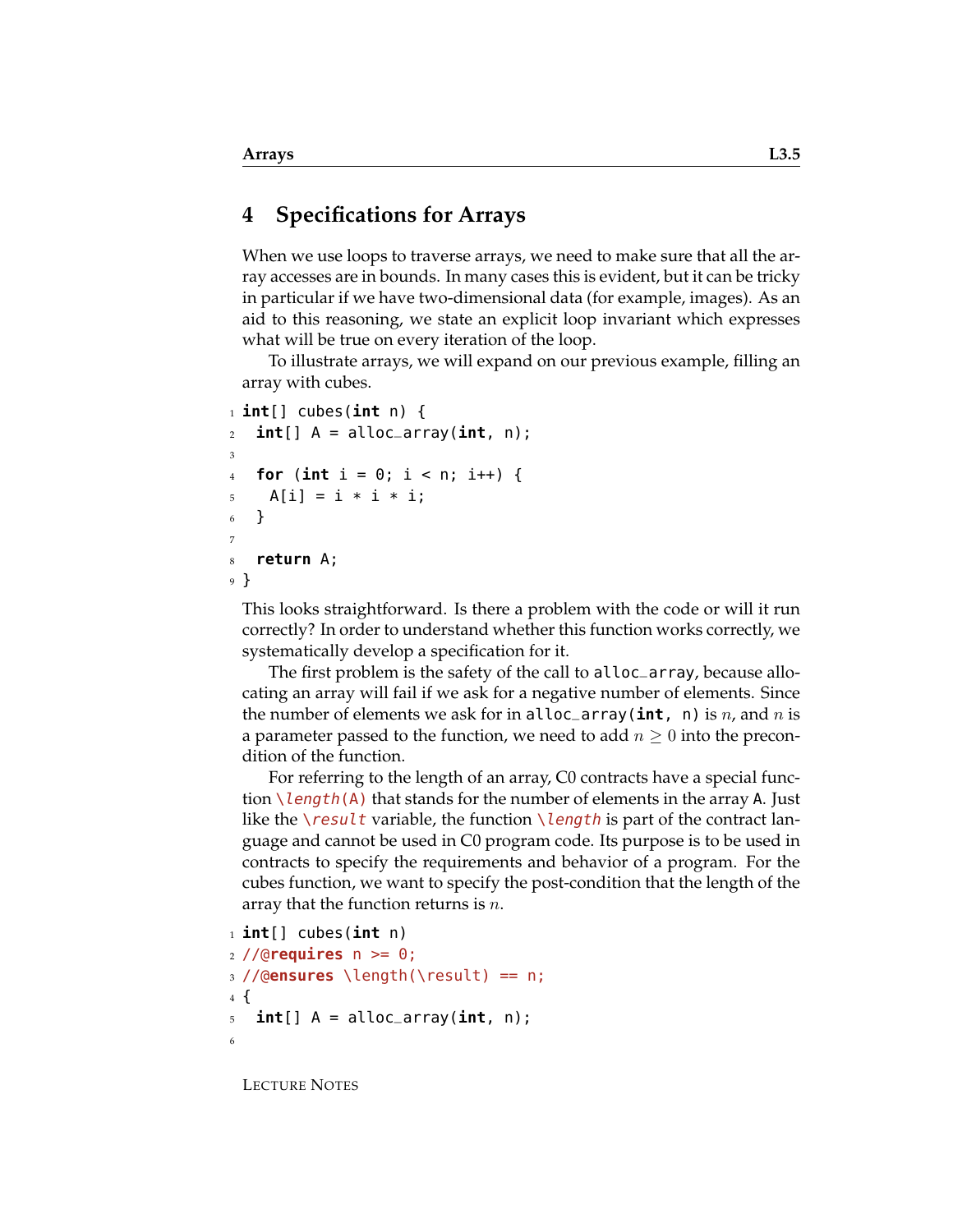## 4 Specifications for Arrays

When we use loops to traverse arrays, we need to make sure that all the array accesses are in bounds. In many cases this is evident, but it can be tricky in particular if we have two-dimensional data (for example, images). As an aid to this reasoning, we state an explicit loop invariant which expresses what will be true on every iteration of the loop.

To illustrate arrays, we will expand on our previous example, filling an array with cubes.

```
int[] cubes(int n) {
  int[] A = alloc_array(int, n);

  for (int i = 0; i < n; i++) {
    A[i] = i * i * i;
  }

  return A;
}
```

This looks straightforward. Is there a problem with the code or will it run correctly? In order to understand whether this function works correctly, we systematically develop a specification for it.

The first problem is the safety of the call to `alloc_array`, because allocating an array will fail if we ask for a negative number of elements. Since the number of elements we ask for in `alloc_array(int, n)` is $n$, and $n$ is a parameter passed to the function, we need to add $n \geq 0$ into the precondition of the function.

For referring to the length of an array, C0 contracts have a special function `\length(A)` that stands for the number of elements in the array `A`. Just like the `\result` variable, the function `\length` is part of the contract language and cannot be used in C0 program code. Its purpose is to be used in contracts to specify the requirements and behavior of a program. For the cubes function, we want to specify the post-condition that the length of the array that the function returns is $n$.

```
int[] cubes(int n)
//@requires n >= 0;
//@ensures \length(\result) == n;
{
  int[] A = alloc_array(int, n);

```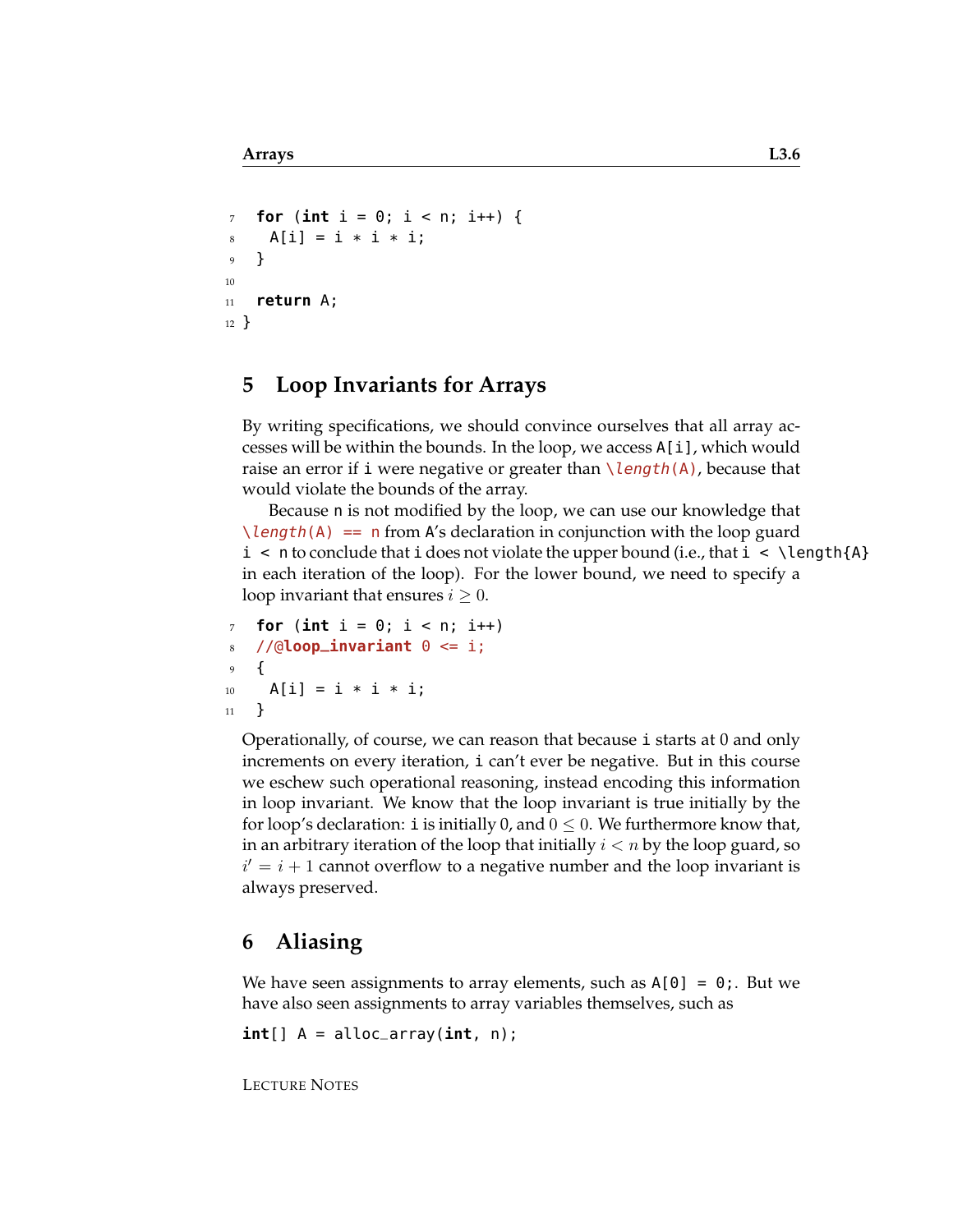```
  for (int i = 0; i < n; i++) {
    A[i] = i * i * i;
  }

  return A;
}
```

## 5 Loop Invariants for Arrays

By writing specifications, we should convince ourselves that all array accesses will be within the bounds. In the loop, we access `A[i]`, which would raise an error if `i` were negative or greater than `\length(A)`, because that would violate the bounds of the array.

Because `n` is not modified by the loop, we can use our knowledge that `\length(A) == n` from `A`'s declaration in conjunction with the loop guard `i < n` to conclude that `i` does not violate the upper bound (i.e., that `i < \length{A}` in each iteration of the loop). For the lower bound, we need to specify a loop invariant that ensures $i \geq 0$.

```
  for (int i = 0; i < n; i++)
  //@loop_invariant 0 <= i;
  {
    A[i] = i * i * i;
  }
```

Operationally, of course, we can reason that because `i` starts at 0 and only increments on every iteration, `i` can't ever be negative. But in this course we eschew such operational reasoning, instead encoding this information in loop invariant. We know that the loop invariant is true initially by the for loop's declaration: `i` is initially 0, and $0 \leq 0$. We furthermore know that, in an arbitrary iteration of the loop that initially $i < n$ by the loop guard, so $i' = i + 1$ cannot overflow to a negative number and the loop invariant is always preserved.

## 6 Aliasing

We have seen assignments to array elements, such as `A[0] = 0;`. But we have also seen assignments to array variables themselves, such as

```
int[] A = alloc_array(int, n);
```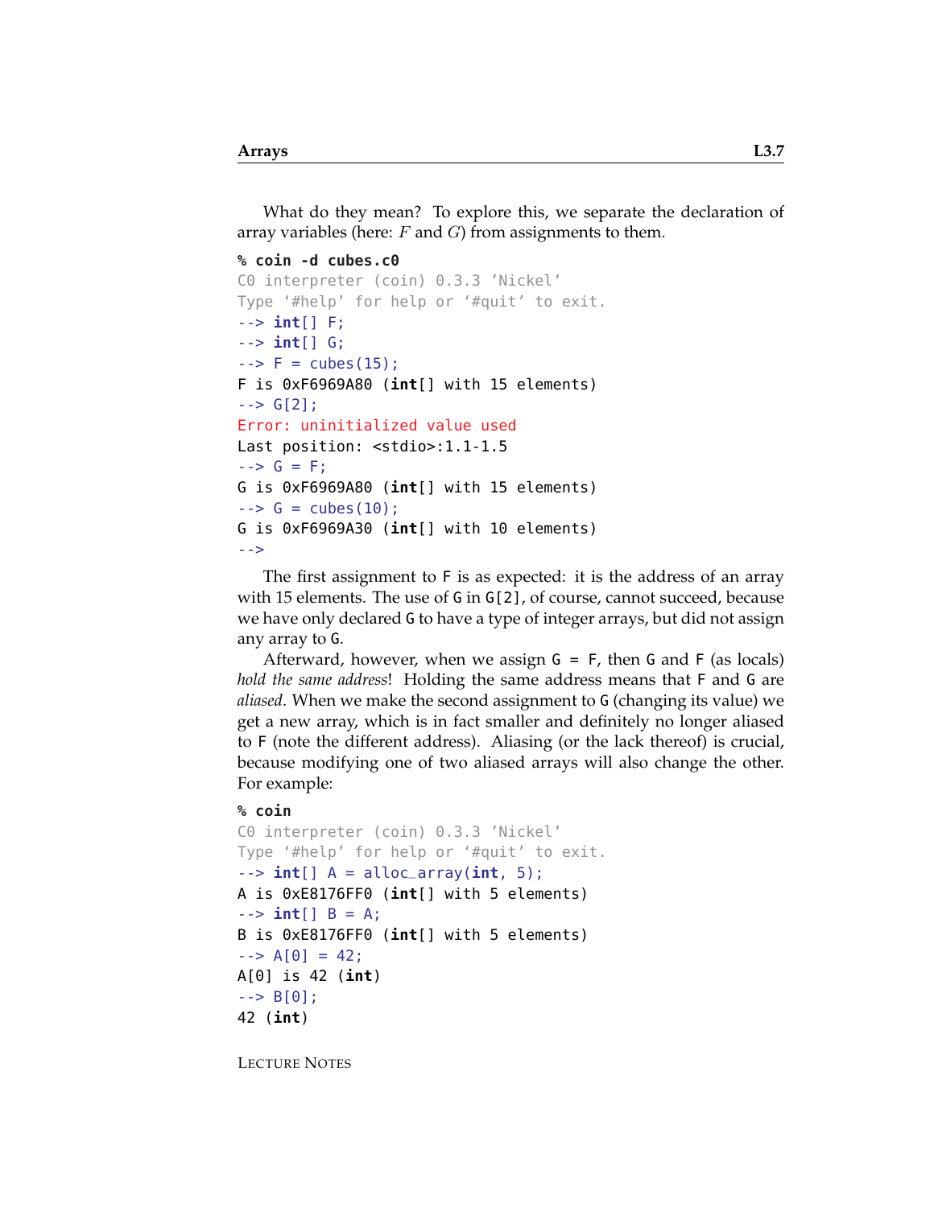What do they mean? To explore this, we separate the declaration of array variables (here: $F$ and $G$) from assignments to them.

```
% coin -d cubes.c0
C0 interpreter (coin) 0.3.3 'Nickel'
Type '#help' for help or '#quit' to exit.
--> int[] F;
--> int[] G;
--> F = cubes(15);
F is 0xF6969A80 (int[] with 15 elements)
--> G[2];
Error: uninitialized value used
Last position: <stdio>:1.1-1.5
--> G = F;
G is 0xF6969A80 (int[] with 15 elements)
--> G = cubes(10);
G is 0xF6969A30 (int[] with 10 elements)
-->
```

The first assignment to `F` is as expected: it is the address of an array with 15 elements. The use of `G` in `G[2]`, of course, cannot succeed, because we have only declared `G` to have a type of integer arrays, but did not assign any array to `G`.

Afterward, however, when we assign `G = F`, then `G` and `F` (as locals) *hold the same address*! Holding the same address means that `F` and `G` are *aliased*. When we make the second assignment to `G` (changing its value) we get a new array, which is in fact smaller and definitely no longer aliased to `F` (note the different address). Aliasing (or the lack thereof) is crucial, because modifying one of two aliased arrays will also change the other. For example:

```
% coin
C0 interpreter (coin) 0.3.3 'Nickel'
Type '#help' for help or '#quit' to exit.
--> int[] A = alloc_array(int, 5);
A is 0xE8176FF0 (int[] with 5 elements)
--> int[] B = A;
B is 0xE8176FF0 (int[] with 5 elements)
--> A[0] = 42;
A[0] is 42 (int)
--> B[0];
42 (int)
```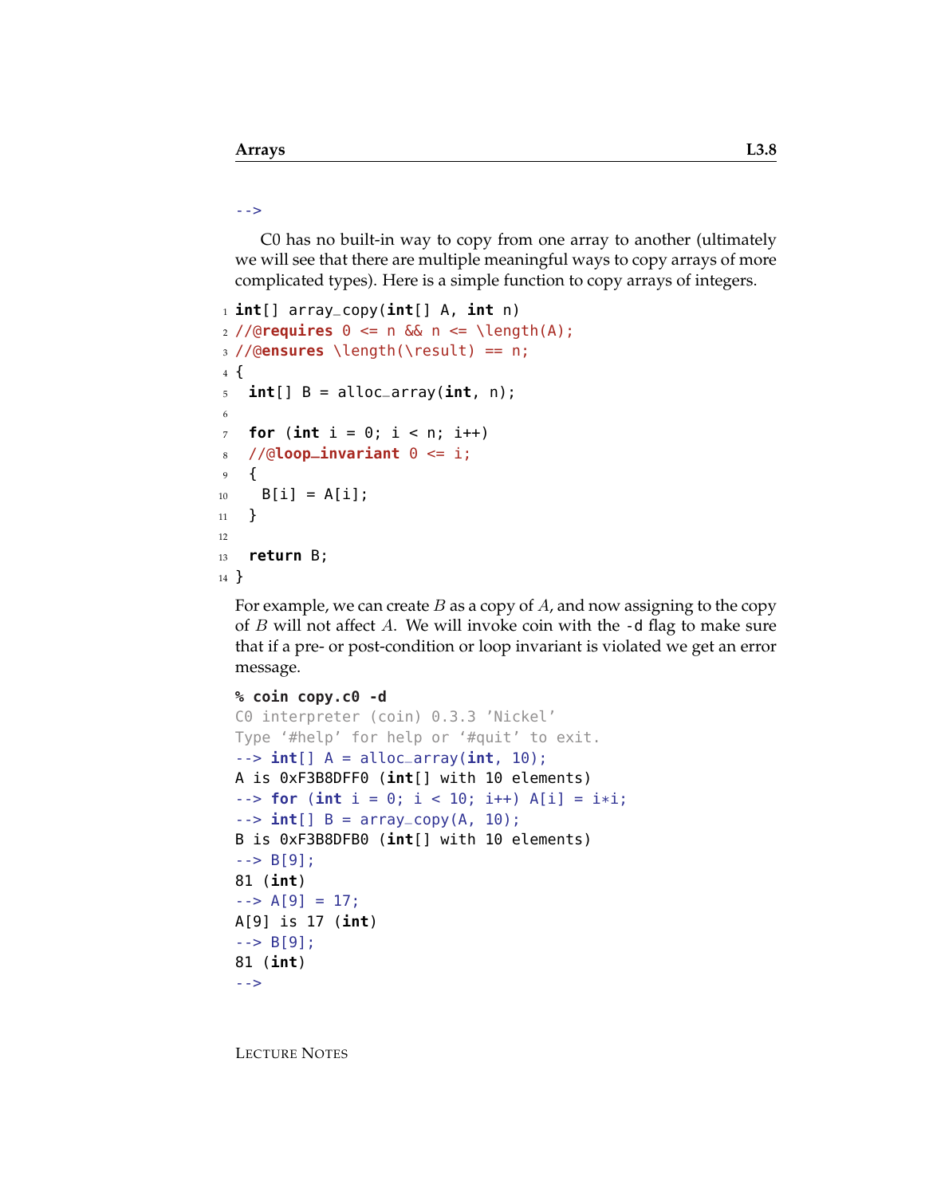```
-->
```

C0 has no built-in way to copy from one array to another (ultimately we will see that there are multiple meaningful ways to copy arrays of more complicated types). Here is a simple function to copy arrays of integers.

```
int[] array_copy(int[] A, int n)
//@requires 0 <= n && n <= \length(A);
//@ensures \length(\result) == n;
{
  int[] B = alloc_array(int, n);

  for (int i = 0; i < n; i++)
  //@loop_invariant 0 <= i;
  {
    B[i] = A[i];
  }

  return B;
}
```

For example, we can create $B$ as a copy of $A$, and now assigning to the copy of $B$ will not affect $A$. We will invoke coin with the `-d` flag to make sure that if a pre- or post-condition or loop invariant is violated we get an error message.

```
% coin copy.c0 -d
C0 interpreter (coin) 0.3.3 'Nickel'
Type '#help' for help or '#quit' to exit.
--> int[] A = alloc_array(int, 10);
A is 0xF3B8DFF0 (int[] with 10 elements)
--> for (int i = 0; i < 10; i++) A[i] = i*i;
--> int[] B = array_copy(A, 10);
B is 0xF3B8DFB0 (int[] with 10 elements)
--> B[9];
81 (int)
--> A[9] = 17;
A[9] is 17 (int)
--> B[9];
81 (int)
-->
```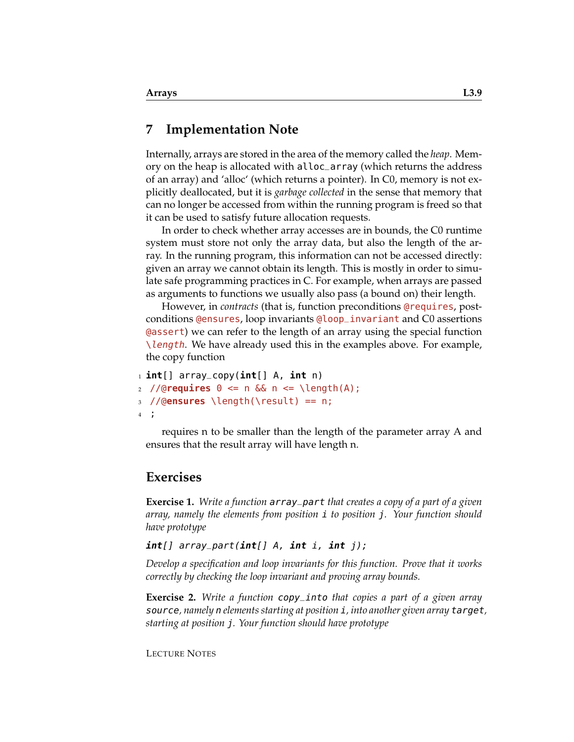## 7 Implementation Note

Internally, arrays are stored in the area of the memory called the *heap*. Memory on the heap is allocated with `alloc_array` (which returns the address of an array) and 'alloc' (which returns a pointer). In C0, memory is not explicitly deallocated, but it is *garbage collected* in the sense that memory that can no longer be accessed from within the running program is freed so that it can be used to satisfy future allocation requests.

In order to check whether array accesses are in bounds, the C0 runtime system must store not only the array data, but also the length of the array. In the running program, this information can not be accessed directly: given an array we cannot obtain its length. This is mostly in order to simulate safe programming practices in C. For example, when arrays are passed as arguments to functions we usually also pass (a bound on) their length.

However, in *contracts* (that is, function preconditions `@requires`, postconditions `@ensures`, loop invariants `@loop_invariant` and C0 assertions `@assert`) we can refer to the length of an array using the special function `\length`. We have already used this in the examples above. For example, the copy function

```
int[] array_copy(int[] A, int n)
//@requires 0 <= n && n <= \length(A);
//@ensures \length(\result) == n;
;
```

requires n to be smaller than the length of the parameter array A and ensures that the result array will have length n.

## Exercises

**Exercise 1.** *Write a function* `array_part` *that creates a copy of a part of a given array, namely the elements from position* `i` *to position* `j`*. Your function should have prototype*

```
int[] array_part(int[] A, int i, int j);
```

*Develop a specification and loop invariants for this function. Prove that it works correctly by checking the loop invariant and proving array bounds.*

**Exercise 2.** *Write a function* `copy_into` *that copies a part of a given array* `source`*, namely* `n` *elements starting at position* `i`*, into another given array* `target`*, starting at position* `j`*. Your function should have prototype*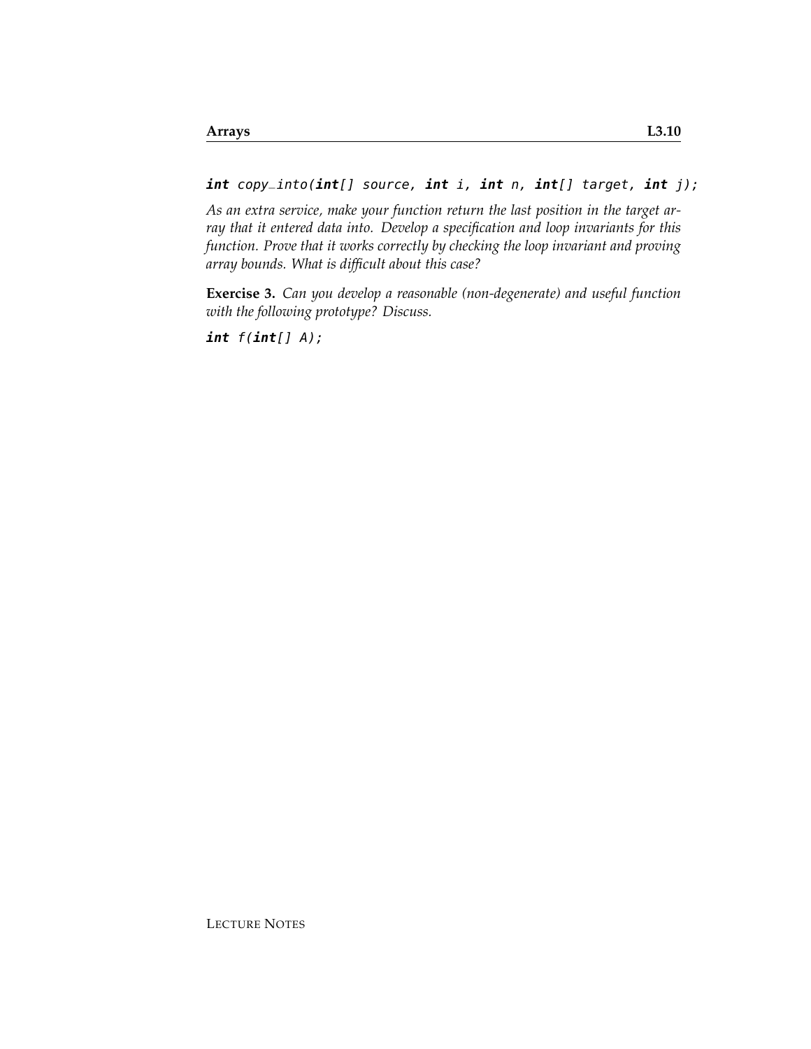```
int copy_into(int[] source, int i, int n, int[] target, int j);
```

*As an extra service, make your function return the last position in the target array that it entered data into. Develop a specification and loop invariants for this function. Prove that it works correctly by checking the loop invariant and proving array bounds. What is difficult about this case?*

**Exercise 3.** *Can you develop a reasonable (non-degenerate) and useful function with the following prototype? Discuss.*

```
int f(int[] A);
```